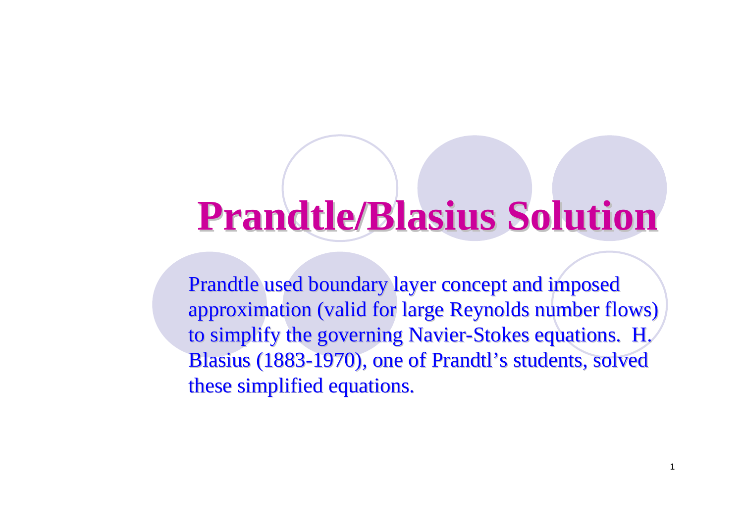# Prandtle/Blasius Solution

Prandtle used boundary layer concept and imposed approximation (valid for large Reynolds number flows) to simplify the governing Navier-Stokes equations. H. Blasius (1883-1970), one of Prandtl's students, solved these simplified equations.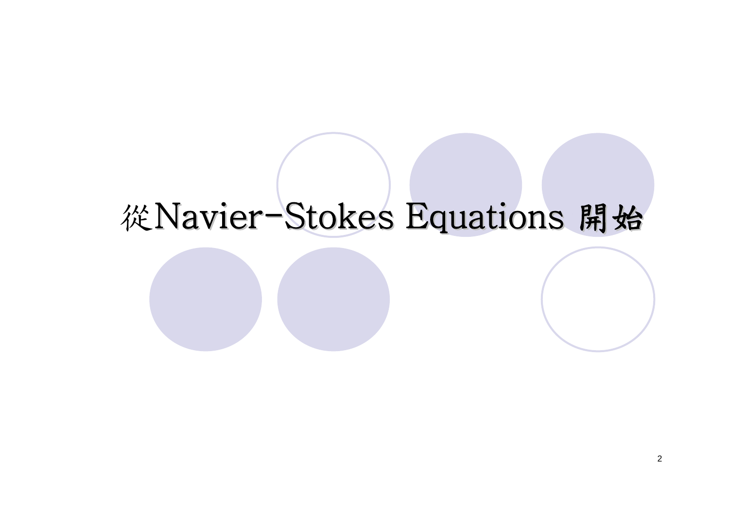# 從Navier-Stokes Equations 開始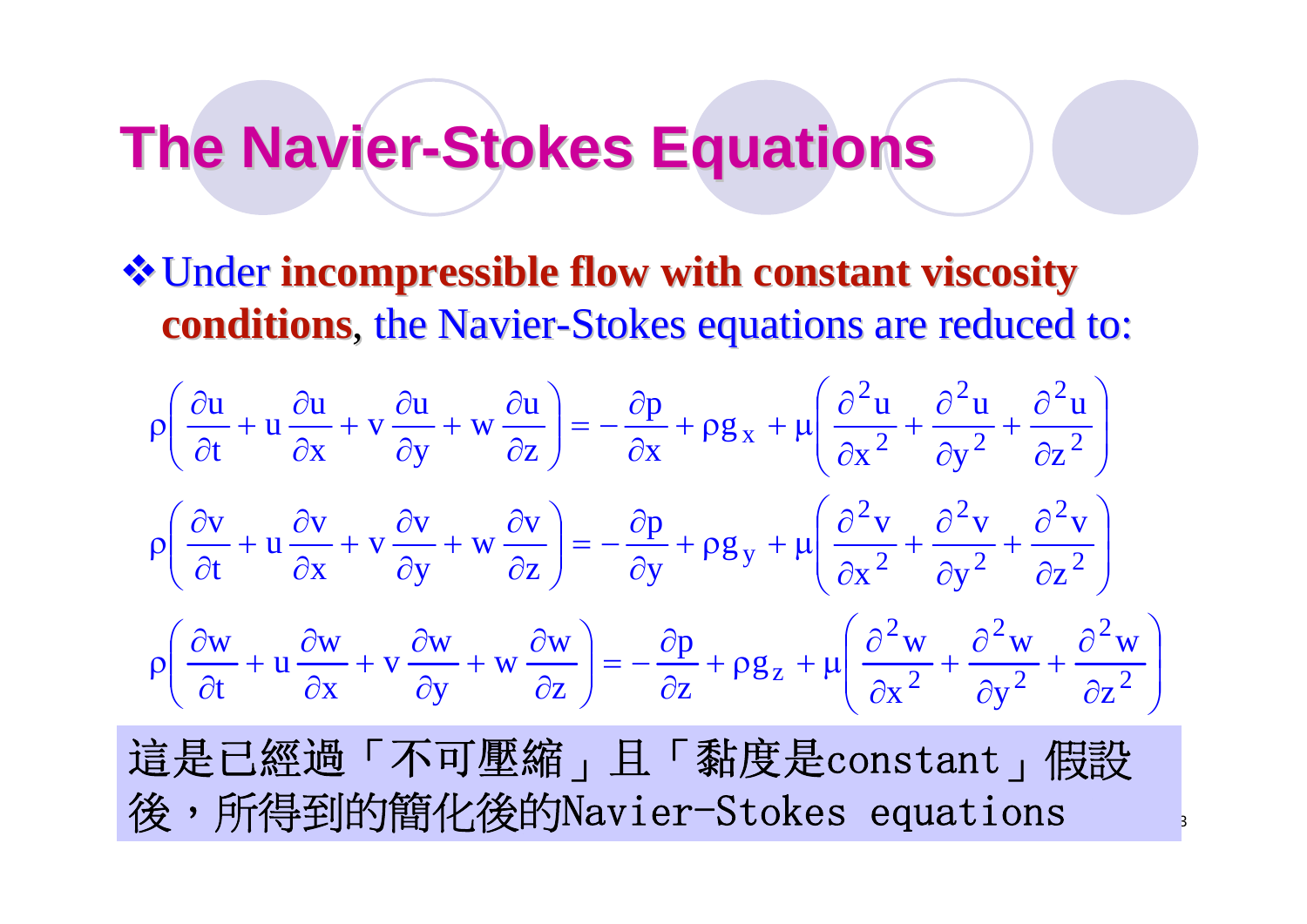# The Navier-Stokes Equations

- Under **incompressible flow with constant viscosity conditions**, the Navier-Stokes equations are reduced to:

$$\rho\left(\frac{\partial u}{\partial t}+u\frac{\partial u}{\partial x}+v\frac{\partial u}{\partial y}+w\frac{\partial u}{\partial z}\right)=-\frac{\partial p}{\partial x}+\rho g_x+\mu\left(\frac{\partial^2 u}{\partial x^2}+\frac{\partial^2 u}{\partial y^2}+\frac{\partial^2 u}{\partial z^2}\right)$$

$$\rho\left(\frac{\partial v}{\partial t}+u\frac{\partial v}{\partial x}+v\frac{\partial v}{\partial y}+w\frac{\partial v}{\partial z}\right)=-\frac{\partial p}{\partial y}+\rho g_y+\mu\left(\frac{\partial^2 v}{\partial x^2}+\frac{\partial^2 v}{\partial y^2}+\frac{\partial^2 v}{\partial z^2}\right)$$

$$\rho\left(\frac{\partial w}{\partial t}+u\frac{\partial w}{\partial x}+v\frac{\partial w}{\partial y}+w\frac{\partial w}{\partial z}\right)=-\frac{\partial p}{\partial z}+\rho g_z+\mu\left(\frac{\partial^2 w}{\partial x^2}+\frac{\partial^2 w}{\partial y^2}+\frac{\partial^2 w}{\partial z^2}\right)$$

這是已經過「不可壓縮」且「黏度是constant」假設後，所得到的簡化後的Navier-Stokes equations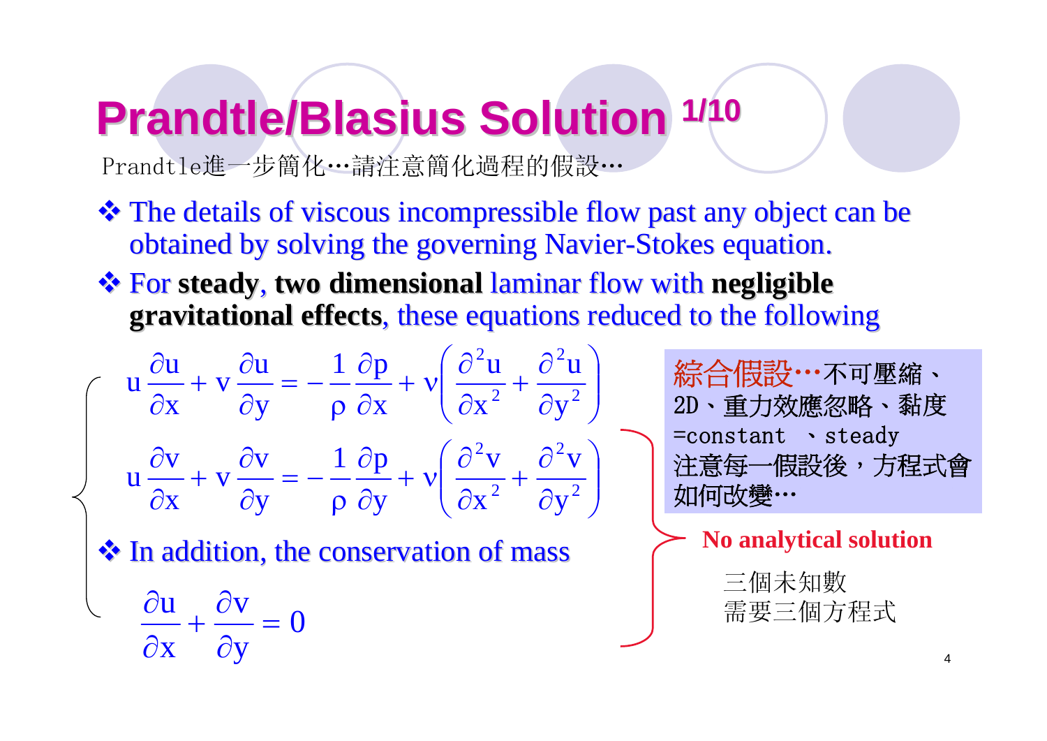# Prandtle/Blasius Solution 1/10

Prandtle進一步簡化…請注意簡化過程的假設…

- ❖ The details of viscous incompressible flow past any object can be obtained by solving the governing Navier-Stokes equation.
- ❖ For **steady**, **two dimensional** laminar flow with **negligible gravitational effects**, these equations reduced to the following

$$
u\frac{\partial u}{\partial x}+v\frac{\partial u}{\partial y}=-\frac{1}{\rho}\frac{\partial p}{\partial x}+\nu\left(\frac{\partial^2 u}{\partial x^2}+\frac{\partial^2 u}{\partial y^2}\right)
$$

$$
u\frac{\partial v}{\partial x}+v\frac{\partial v}{\partial y}=-\frac{1}{\rho}\frac{\partial p}{\partial y}+\nu\left(\frac{\partial^2 v}{\partial x^2}+\frac{\partial^2 v}{\partial y^2}\right)
$$

- ❖ In addition, the conservation of mass

$$
\frac{\partial u}{\partial x}+\frac{\partial v}{\partial y}=0
$$

綜合假設…不可壓縮、2D、重力效應忽略、黏度=constant 、steady
注意每一假設後，方程式會如何改變…

**No analytical solution**

三個未知數
需要三個方程式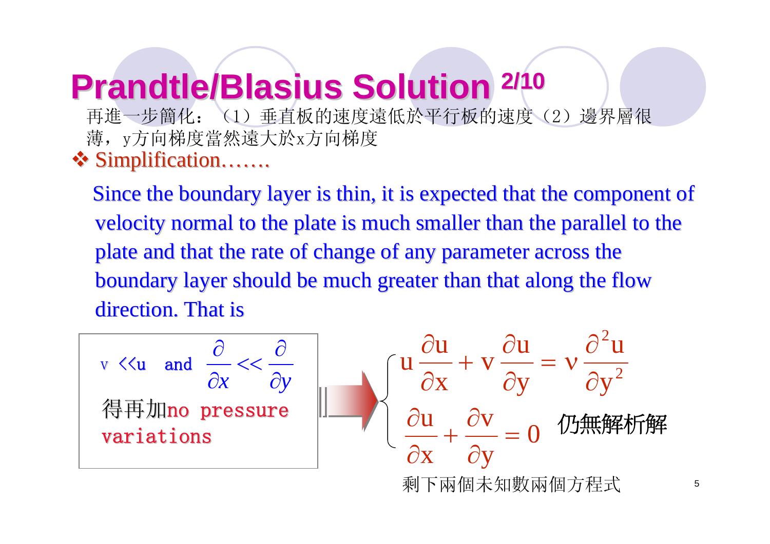# Prandtle/Blasius Solution 2/10

再進一步簡化：（1）垂直板的速度遠低於平行板的速度（2）邊界層很薄，y方向梯度當然遠大於x方向梯度

❖ Simplification…….

Since the boundary layer is thin, it is expected that the component of velocity normal to the plate is much smaller than the parallel to the plate and that the rate of change of any parameter across the boundary layer should be much greater than that along the flow direction. That is

$v \ll u$ and $\dfrac{\partial}{\partial x} \ll \dfrac{\partial}{\partial y}$

得再加no pressure variations

$$
\begin{cases}
u \dfrac{\partial u}{\partial x} + v \dfrac{\partial u}{\partial y} = \nu \dfrac{\partial^2 u}{\partial y^2} \\[2ex]
\dfrac{\partial u}{\partial x} + \dfrac{\partial v}{\partial y} = 0
\end{cases}
$$

仍無解析解

剩下兩個未知數兩個方程式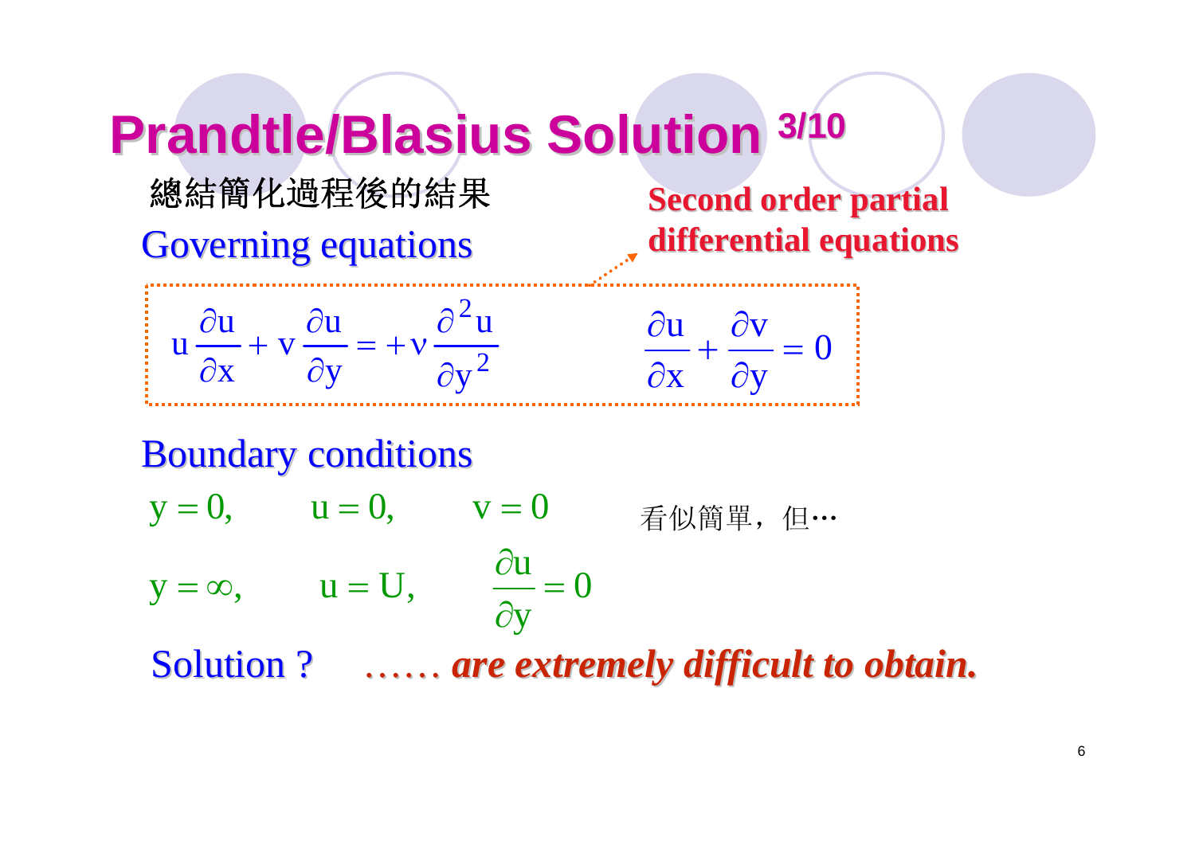# Prandtle/Blasius Solution 3/10

總結簡化過程後的結果

Governing equations

**Second order partial differential equations**

$$u\frac{\partial u}{\partial x} + v\frac{\partial u}{\partial y} = +\nu\frac{\partial^2 u}{\partial y^2} \qquad \frac{\partial u}{\partial x} + \frac{\partial v}{\partial y} = 0$$

Boundary conditions

$$y = 0, \quad u = 0, \quad v = 0$$

看似簡單，但…

$$y = \infty, \quad u = U, \quad \frac{\partial u}{\partial y} = 0$$

Solution ? …… ***are extremely difficult to obtain.***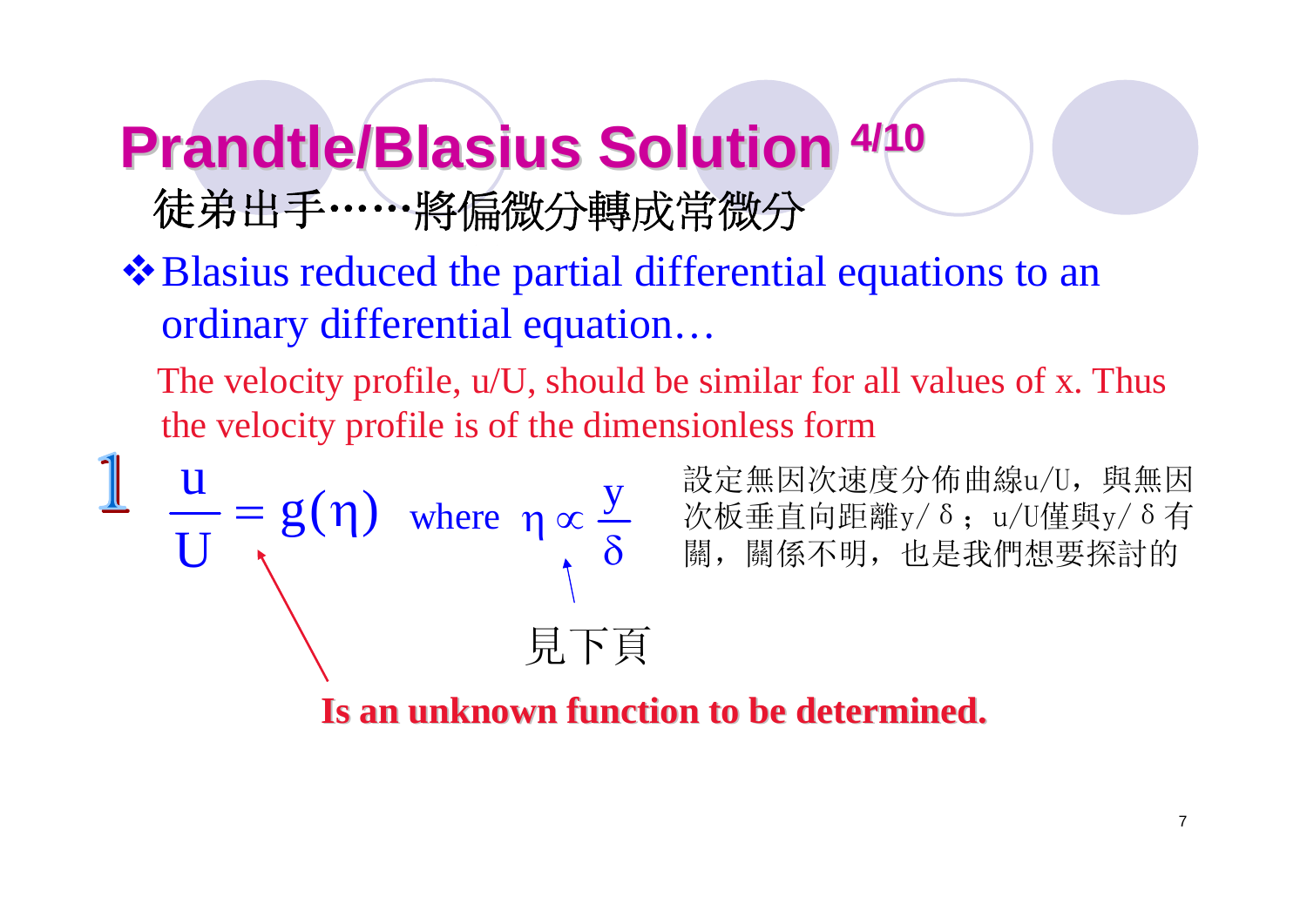# Prandtle/Blasius Solution 4/10

徒弟出手……將偏微分轉成常微分

- Blasius reduced the partial differential equations to an ordinary differential equation…

The velocity profile, u/U, should be similar for all values of x. Thus the velocity profile is of the dimensionless form

1

$$\frac{u}{U} = g(\eta) \quad \text{where} \quad \eta \propto \frac{y}{\delta}$$

設定無因次速度分佈曲線u/U，與無因次板垂直向距離y/δ；u/U僅與y/δ有關，關係不明，也是我們想要探討的

見下頁

**Is an unknown function to be determined.**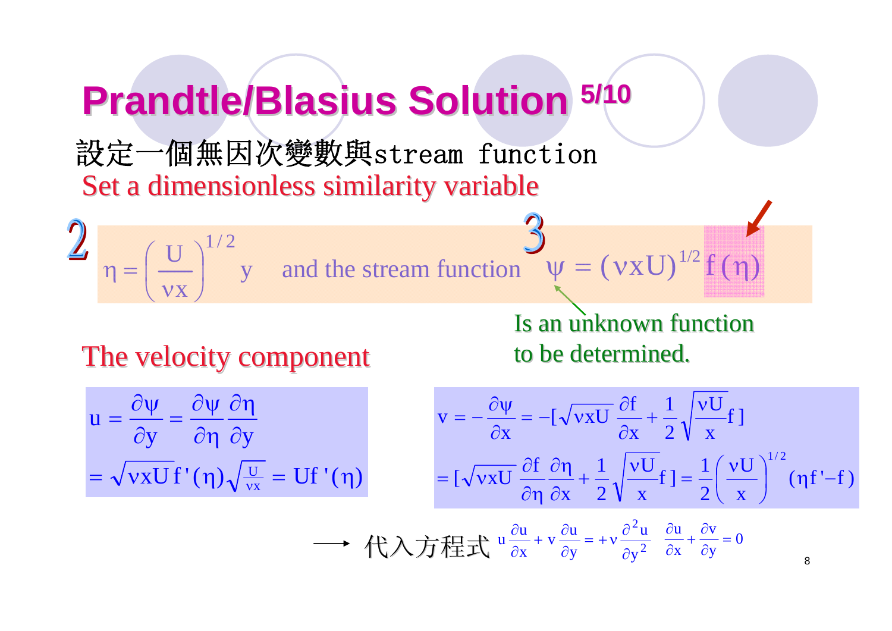# Prandtle/Blasius Solution 5/10

設定一個無因次變數與stream function

Set a dimensionless similarity variable

2 $$\eta = \left(\frac{U}{\nu x}\right)^{1/2} y$$ and the stream function 3 $$\psi = (\nu x U)^{1/2} f(\eta)$$

Is an unknown function to be determined.

The velocity component

$$u = \frac{\partial \psi}{\partial y} = \frac{\partial \psi}{\partial \eta}\frac{\partial \eta}{\partial y} = \sqrt{\nu x U}\, f'(\eta)\sqrt{\tfrac{U}{\nu x}} = U f'(\eta)$$

$$v = -\frac{\partial \psi}{\partial x} = -[\sqrt{\nu x U}\,\frac{\partial f}{\partial x} + \frac{1}{2}\sqrt{\frac{\nu U}{x}} f] = [\sqrt{\nu x U}\,\frac{\partial f}{\partial \eta}\frac{\partial \eta}{\partial x} + \frac{1}{2}\sqrt{\frac{\nu U}{x}} f] = \frac{1}{2}\left(\frac{\nu U}{x}\right)^{1/2}(\eta f' - f)$$

⟶ 代入方程式 $u\frac{\partial u}{\partial x} + v\frac{\partial u}{\partial y} = +\nu\frac{\partial^2 u}{\partial y^2}$ $\quad \frac{\partial u}{\partial x} + \frac{\partial v}{\partial y} = 0$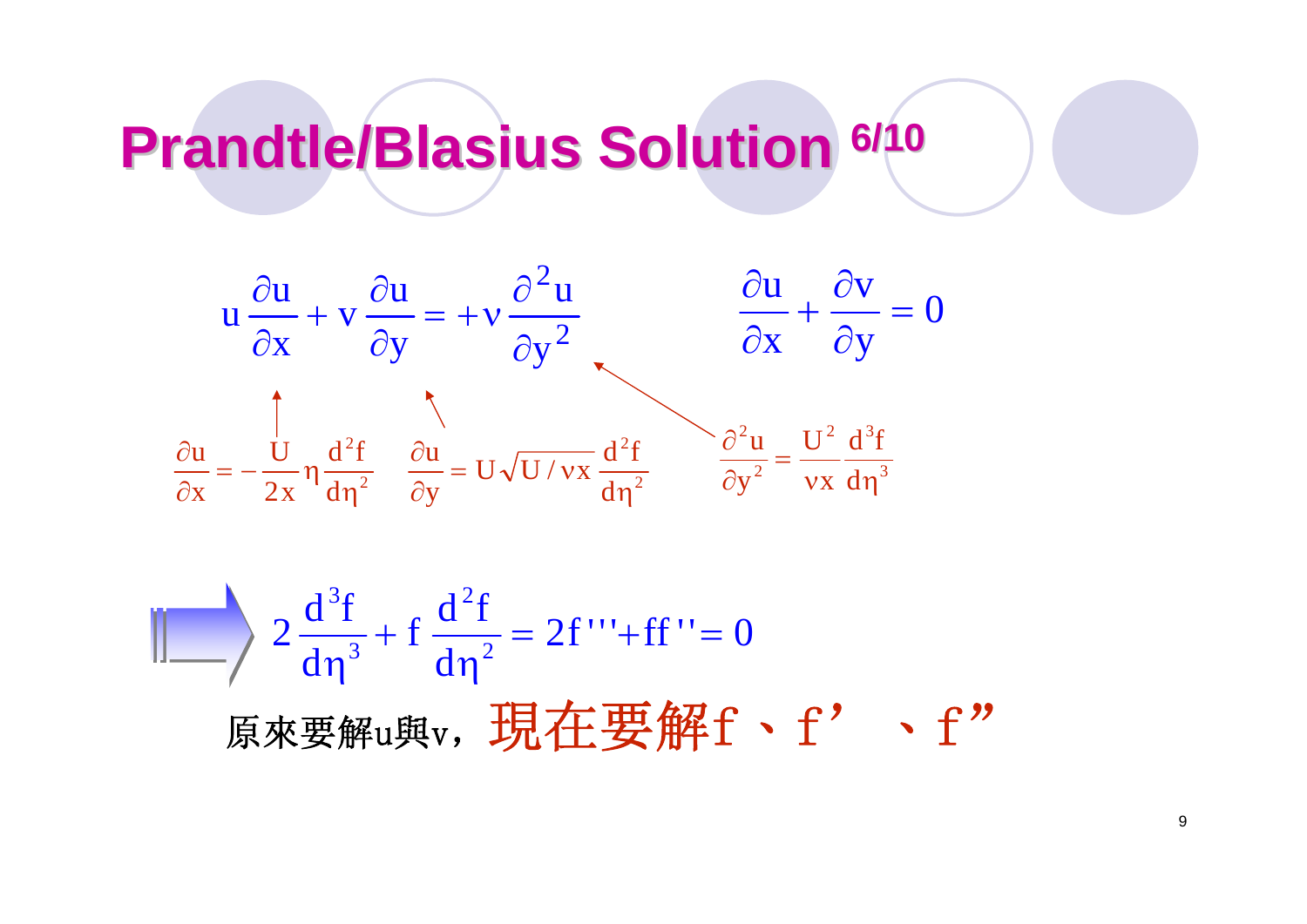# Prandtle/Blasius Solution 6/10

$$u\frac{\partial u}{\partial x} + v\frac{\partial u}{\partial y} = +\nu\frac{\partial^2 u}{\partial y^2} \qquad \frac{\partial u}{\partial x} + \frac{\partial v}{\partial y} = 0$$

$$\frac{\partial u}{\partial x} = -\frac{U}{2x}\eta\frac{d^2 f}{d\eta^2} \qquad \frac{\partial u}{\partial y} = U\sqrt{U/\nu x}\frac{d^2 f}{d\eta^2} \qquad \frac{\partial^2 u}{\partial y^2} = \frac{U^2}{\nu x}\frac{d^3 f}{d\eta^3}$$

$$2\frac{d^3 f}{d\eta^3} + f\frac{d^2 f}{d\eta^2} = 2f''' + ff'' = 0$$

原來要解u與v，**現在要解f、f’、f”**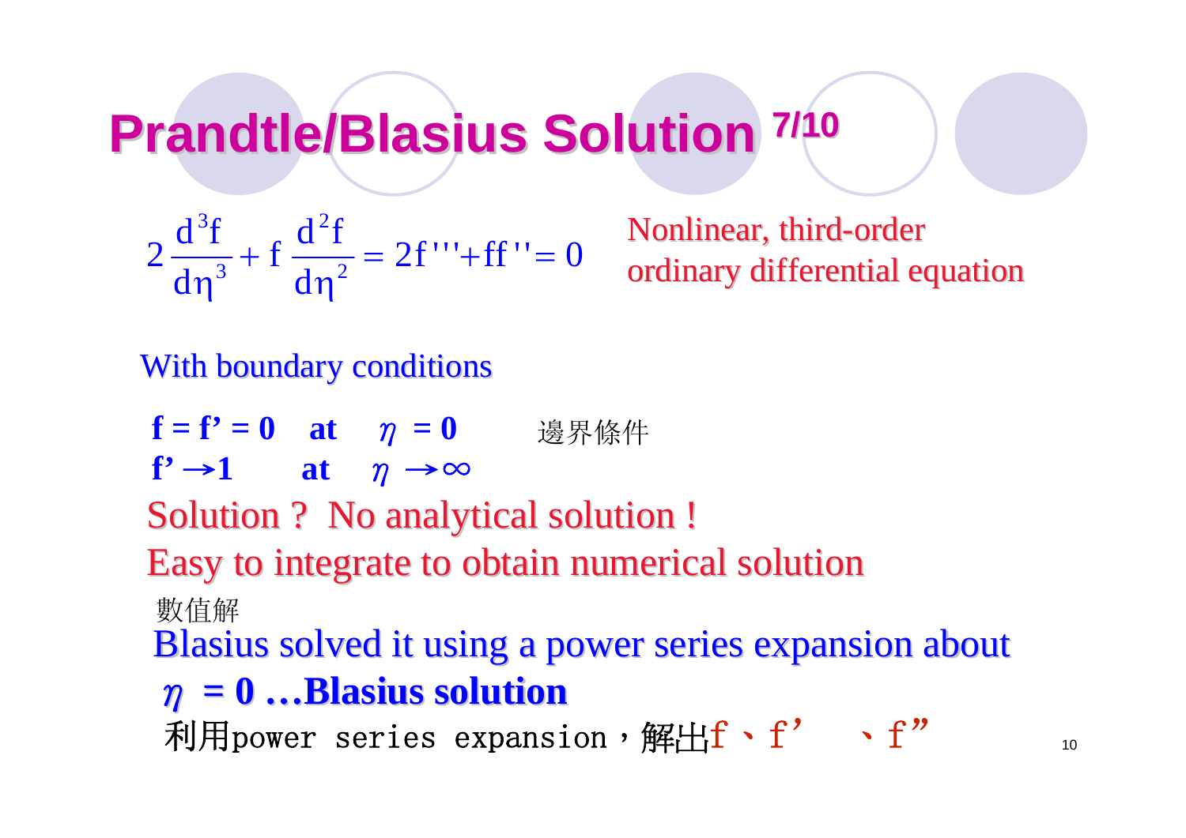# Prandtle/Blasius Solution 7/10

$$2\frac{d^3f}{d\eta^3} + f\frac{d^2f}{d\eta^2} = 2f''' + ff'' = 0$$

Nonlinear, third-order ordinary differential equation

With boundary conditions

**$f = f' = 0$ at $\eta = 0$** 邊界條件

**$f' \rightarrow 1$ at $\eta \rightarrow \infty$**

Solution ? No analytical solution !

Easy to integrate to obtain numerical solution

數值解

Blasius solved it using a power series expansion about **$\eta = 0$ …Blasius solution**

利用power series expansion，解出f、f’ 、f”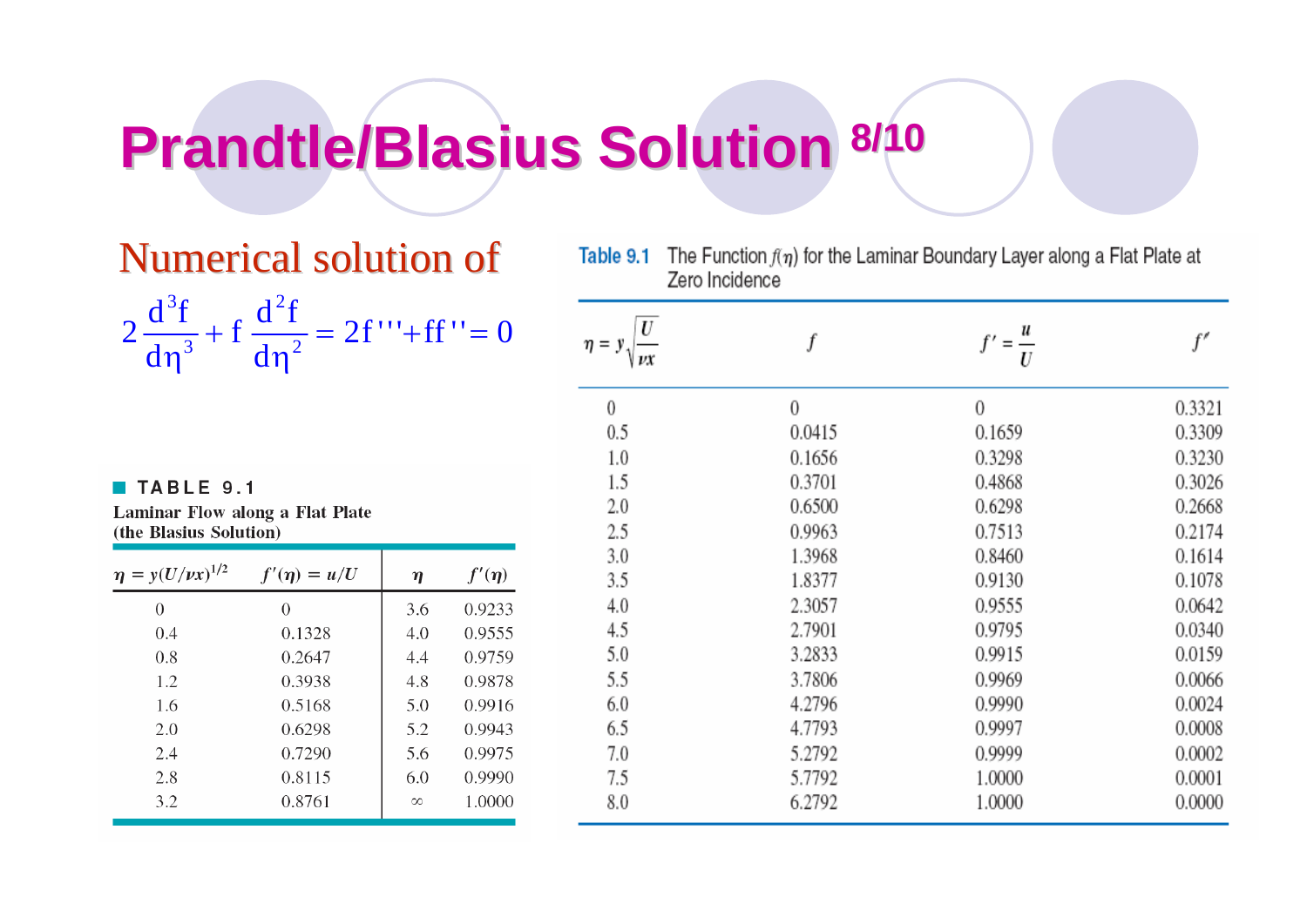# Prandtle/Blasius Solution [8/10]

Numerical solution of

$$2\frac{d^3f}{d\eta^3} + f\frac{d^2f}{d\eta^2} = 2f''' + ff'' = 0$$

**TABLE 9.1**

**Laminar Flow along a Flat Plate (the Blasius Solution)**

| $\eta = y(U/\nu x)^{1/2}$ | $f'(\eta) = u/U$ | $\eta$ | $f'(\eta)$ |
|---|---|---|---|
| 0 | 0 | 3.6 | 0.9233 |
| 0.4 | 0.1328 | 4.0 | 0.9555 |
| 0.8 | 0.2647 | 4.4 | 0.9759 |
| 1.2 | 0.3938 | 4.8 | 0.9878 |
| 1.6 | 0.5168 | 5.0 | 0.9916 |
| 2.0 | 0.6298 | 5.2 | 0.9943 |
| 2.4 | 0.7290 | 5.6 | 0.9975 |
| 2.8 | 0.8115 | 6.0 | 0.9990 |
| 3.2 | 0.8761 | $\infty$ | 1.0000 |

**Table 9.1** The Function $f(\eta)$ for the Laminar Boundary Layer along a Flat Plate at Zero Incidence

| $\eta = y\sqrt{\frac{U}{\nu x}}$ | $f$ | $f' = \frac{u}{U}$ | $f''$ |
|---|---|---|---|
| 0 | 0 | 0 | 0.3321 |
| 0.5 | 0.0415 | 0.1659 | 0.3309 |
| 1.0 | 0.1656 | 0.3298 | 0.3230 |
| 1.5 | 0.3701 | 0.4868 | 0.3026 |
| 2.0 | 0.6500 | 0.6298 | 0.2668 |
| 2.5 | 0.9963 | 0.7513 | 0.2174 |
| 3.0 | 1.3968 | 0.8460 | 0.1614 |
| 3.5 | 1.8377 | 0.9130 | 0.1078 |
| 4.0 | 2.3057 | 0.9555 | 0.0642 |
| 4.5 | 2.7901 | 0.9795 | 0.0340 |
| 5.0 | 3.2833 | 0.9915 | 0.0159 |
| 5.5 | 3.7806 | 0.9969 | 0.0066 |
| 6.0 | 4.2796 | 0.9990 | 0.0024 |
| 6.5 | 4.7793 | 0.9997 | 0.0008 |
| 7.0 | 5.2792 | 0.9999 | 0.0002 |
| 7.5 | 5.7792 | 1.0000 | 0.0001 |
| 8.0 | 6.2792 | 1.0000 | 0.0000 |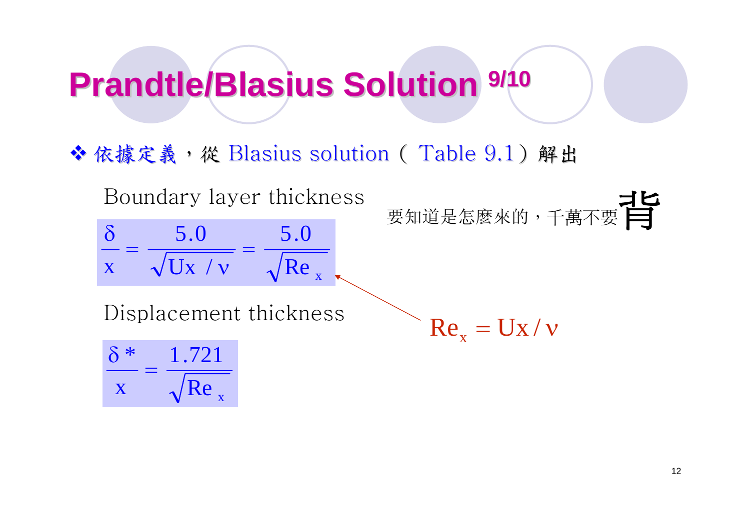# Prandtle/Blasius Solution 9/10

- 依據定義，從 Blasius solution（ Table 9.1）解出

Boundary layer thickness

$$\frac{\delta}{x} = \frac{5.0}{\sqrt{Ux/\nu}} = \frac{5.0}{\sqrt{Re_x}}$$

要知道是怎麼來的，千萬不要背

$$Re_x = Ux/\nu$$

Displacement thickness

$$\frac{\delta^*}{x} = \frac{1.721}{\sqrt{Re_x}}$$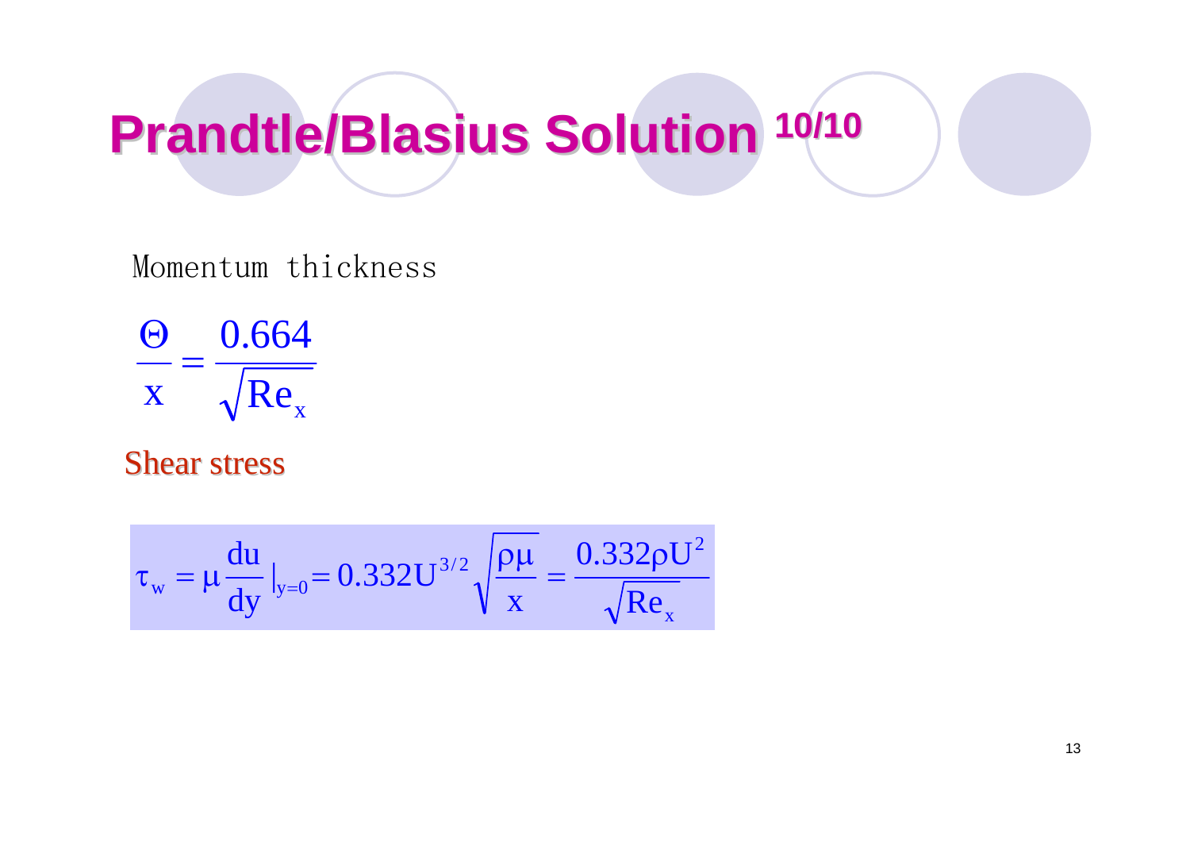# Prandtle/Blasius Solution 10/10

Momentum thickness

$$\frac{\Theta}{x} = \frac{0.664}{\sqrt{Re_x}}$$

Shear stress

$$\tau_w = \mu \frac{du}{dy}\Big|_{y=0} = 0.332 U^{3/2} \sqrt{\frac{\rho\mu}{x}} = \frac{0.332 \rho U^2}{\sqrt{Re_x}}$$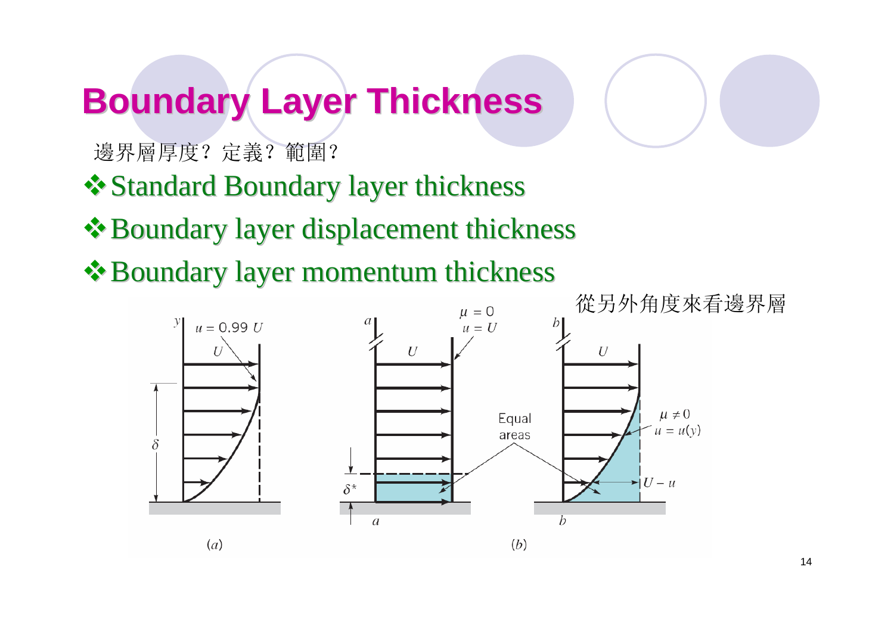# Boundary Layer Thickness

邊界層厚度？定義？範圍？

- Standard Boundary layer thickness
- Boundary layer displacement thickness
- Boundary layer momentum thickness

從另外角度來看邊界層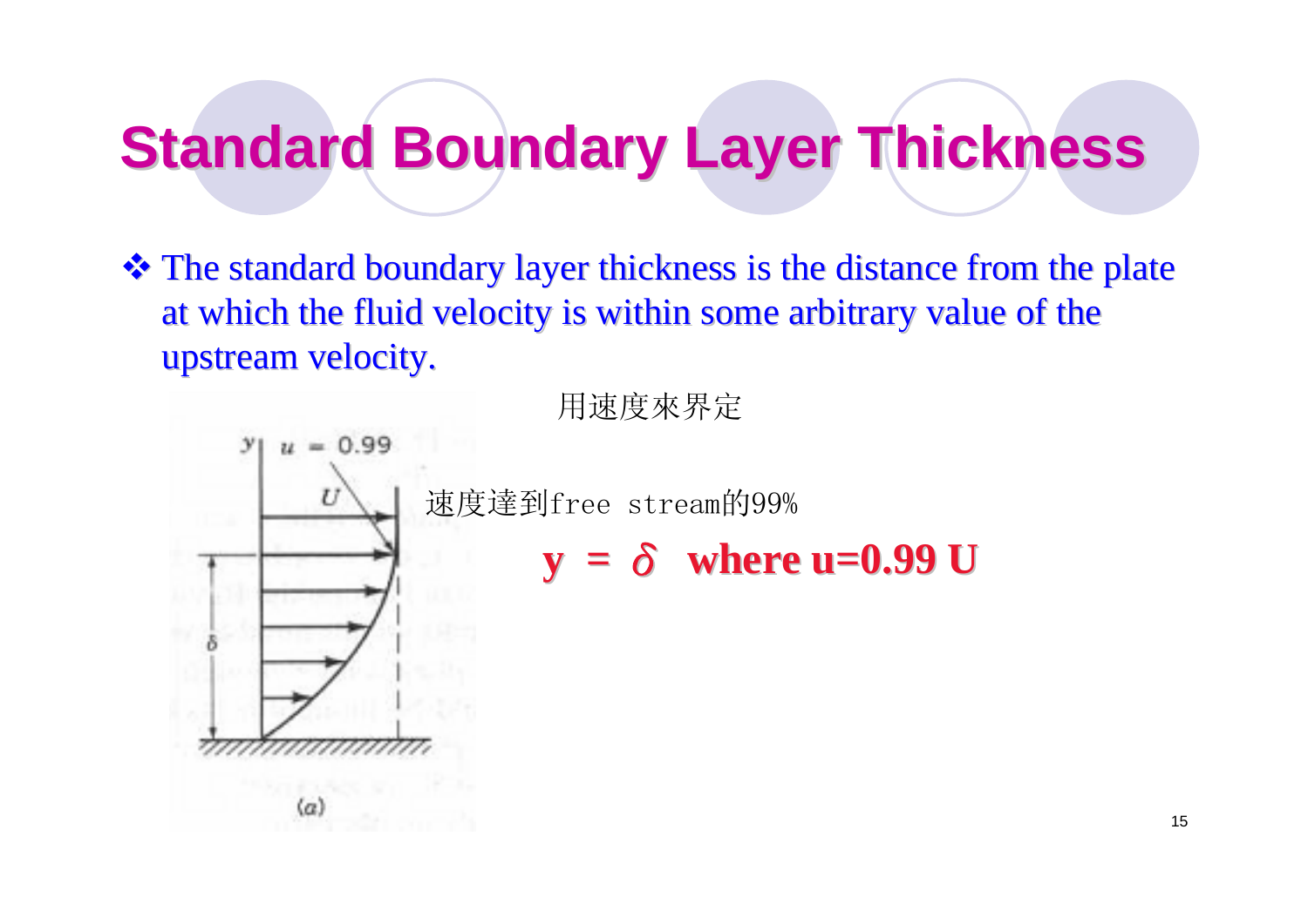# Standard Boundary Layer Thickness

❖ The standard boundary layer thickness is the distance from the plate at which the fluid velocity is within some arbitrary value of the upstream velocity.

用速度來界定

速度達到free stream的99%

$$y = \delta \quad \text{where } u = 0.99\,U$$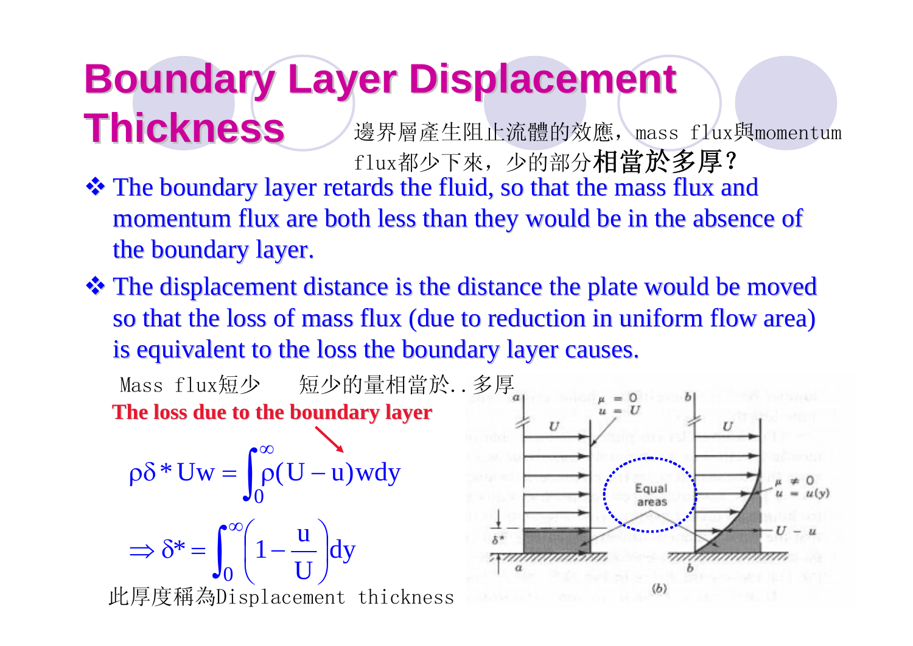# Boundary Layer Displacement Thickness

邊界層產生阻止流體的效應，mass flux與momentum flux都少下來，少的部分**相當於多厚？**

- The boundary layer retards the fluid, so that the mass flux and momentum flux are both less than they would be in the absence of the boundary layer.
- The displacement distance is the distance the plate would be moved so that the loss of mass flux (due to reduction in uniform flow area) is equivalent to the loss the boundary layer causes.

Mass flux短少　　短少的量相當於..多厚

**The loss due to the boundary layer**

$$\rho\delta^* U w = \int_0^\infty \rho(U - u) w\, dy$$

$$\Rightarrow \delta^* = \int_0^\infty \left(1 - \frac{u}{U}\right) dy$$

此厚度稱為Displacement thickness

a　$\mu = 0$, $u = U$　　b　$\mu \neq 0$, $u = u(y)$　　U　Equal areas　$\delta^*$　$U - u$　(b)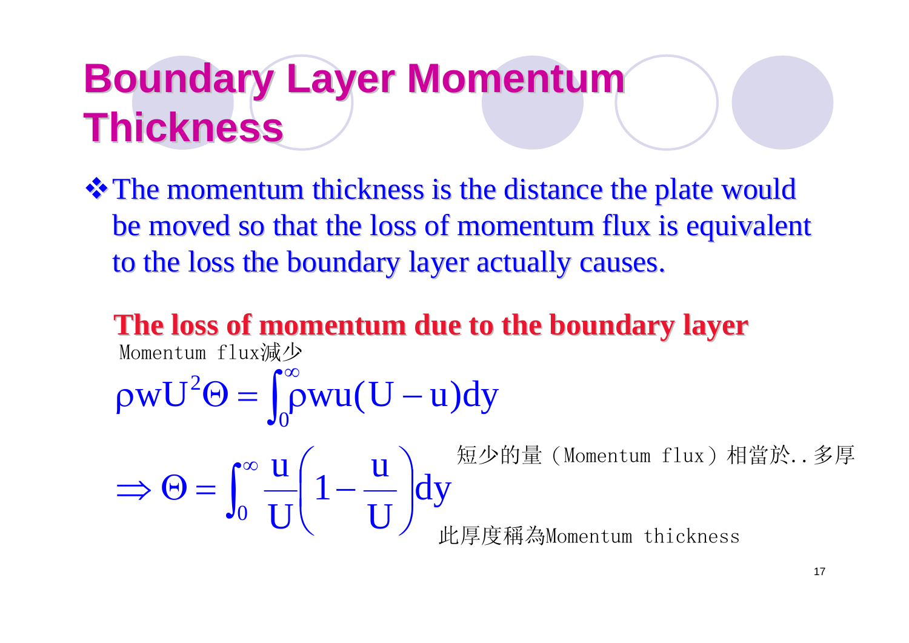# Boundary Layer Momentum Thickness

- The momentum thickness is the distance the plate would be moved so that the loss of momentum flux is equivalent to the loss the boundary layer actually causes.

**The loss of momentum due to the boundary layer**

Momentum flux減少

$$\rho w U^2 \Theta = \int_0^\infty \rho w u (U - u) dy$$

$$\Rightarrow \Theta = \int_0^\infty \frac{u}{U}\left(1 - \frac{u}{U}\right) dy$$

短少的量（Momentum flux）相當於..多厚

此厚度稱為Momentum thickness